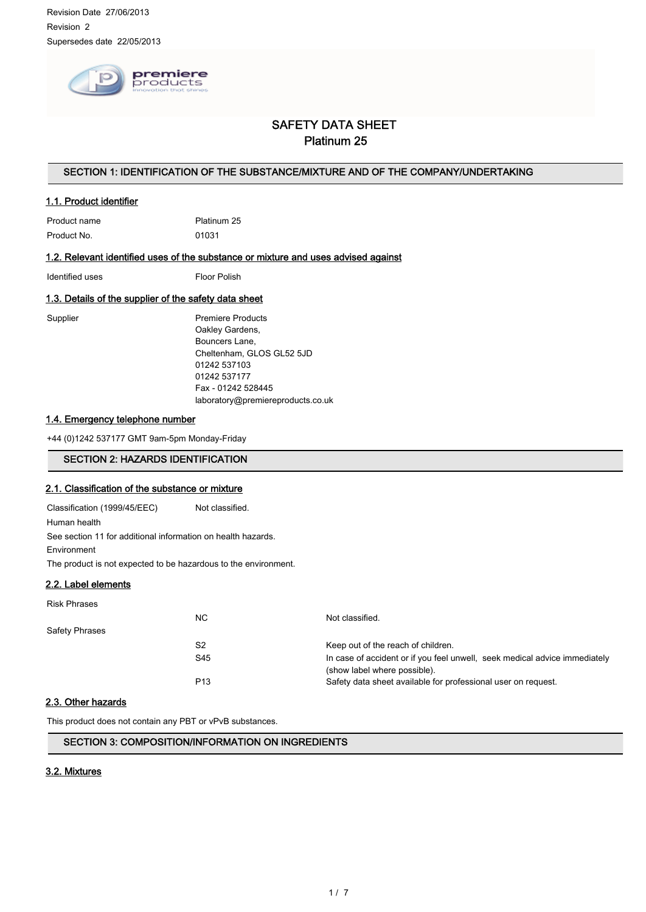Revision Date 27/06/2013
Revision 2
Supersedes date 22/05/2013

# SAFETY DATA SHEET
# Platinum 25

## SECTION 1: IDENTIFICATION OF THE SUBSTANCE/MIXTURE AND OF THE COMPANY/UNDERTAKING

### 1.1. Product identifier

| | |
|---|---|
| Product name | Platinum 25 |
| Product No. | 01031 |

### 1.2. Relevant identified uses of the substance or mixture and uses advised against

| | |
|---|---|
| Identified uses | Floor Polish |

### 1.3. Details of the supplier of the safety data sheet

Supplier

Premiere Products
Oakley Gardens,
Bouncers Lane,
Cheltenham, GLOS GL52 5JD
01242 537103
01242 537177
Fax - 01242 528445
laboratory@premiereproducts.co.uk

### 1.4. Emergency telephone number

+44 (0)1242 537177 GMT 9am-5pm Monday-Friday

## SECTION 2: HAZARDS IDENTIFICATION

### 2.1. Classification of the substance or mixture

Classification (1999/45/EEC) Not classified.

Human health

See section 11 for additional information on health hazards.

Environment

The product is not expected to be hazardous to the environment.

### 2.2. Label elements

| | | |
|---|---|---|
| Risk Phrases | | |
| | NC | Not classified. |
| Safety Phrases | | |
| | S2 | Keep out of the reach of children. |
| | S45 | In case of accident or if you feel unwell, seek medical advice immediately (show label where possible). |
| | P13 | Safety data sheet available for professional user on request. |

### 2.3. Other hazards

This product does not contain any PBT or vPvB substances.

## SECTION 3: COMPOSITION/INFORMATION ON INGREDIENTS

### 3.2. Mixtures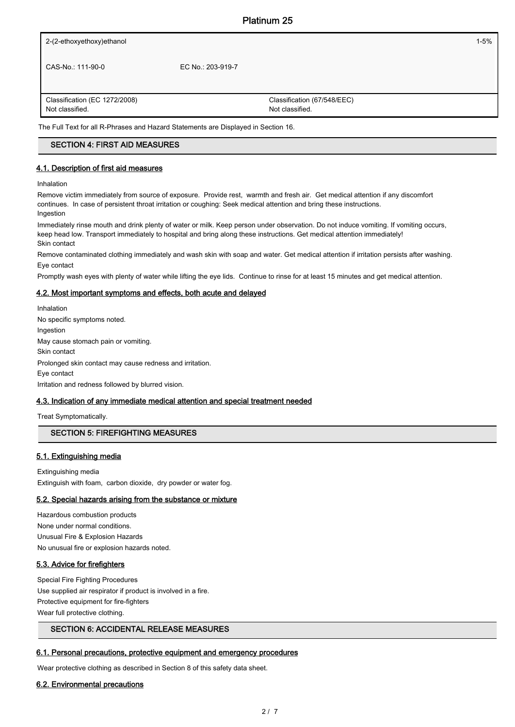| 2-(2-ethoxyethoxy)ethanol | | 1-5% |
|---|---|---|
| CAS-No.: 111-90-0 | EC No.: 203-919-7 | |
| Classification (EC 1272/2008)<br>Not classified. | Classification (67/548/EEC)<br>Not classified. | |

The Full Text for all R-Phrases and Hazard Statements are Displayed in Section 16.

## SECTION 4: FIRST AID MEASURES

### 4.1. Description of first aid measures

Inhalation

Remove victim immediately from source of exposure. Provide rest, warmth and fresh air. Get medical attention if any discomfort continues. In case of persistent throat irritation or coughing: Seek medical attention and bring these instructions.

Ingestion

Immediately rinse mouth and drink plenty of water or milk. Keep person under observation. Do not induce vomiting. If vomiting occurs, keep head low. Transport immediately to hospital and bring along these instructions. Get medical attention immediately!

Skin contact

Remove contaminated clothing immediately and wash skin with soap and water. Get medical attention if irritation persists after washing.

Eye contact

Promptly wash eyes with plenty of water while lifting the eye lids. Continue to rinse for at least 15 minutes and get medical attention.

### 4.2. Most important symptoms and effects, both acute and delayed

Inhalation

No specific symptoms noted.

Ingestion

May cause stomach pain or vomiting.

Skin contact

Prolonged skin contact may cause redness and irritation.

Eye contact

Irritation and redness followed by blurred vision.

### 4.3. Indication of any immediate medical attention and special treatment needed

Treat Symptomatically.

## SECTION 5: FIREFIGHTING MEASURES

### 5.1. Extinguishing media

Extinguishing media

Extinguish with foam, carbon dioxide, dry powder or water fog.

### 5.2. Special hazards arising from the substance or mixture

Hazardous combustion products

None under normal conditions.

Unusual Fire & Explosion Hazards

No unusual fire or explosion hazards noted.

### 5.3. Advice for firefighters

Special Fire Fighting Procedures

Use supplied air respirator if product is involved in a fire.

Protective equipment for fire-fighters

Wear full protective clothing.

## SECTION 6: ACCIDENTAL RELEASE MEASURES

### 6.1. Personal precautions, protective equipment and emergency procedures

Wear protective clothing as described in Section 8 of this safety data sheet.

### 6.2. Environmental precautions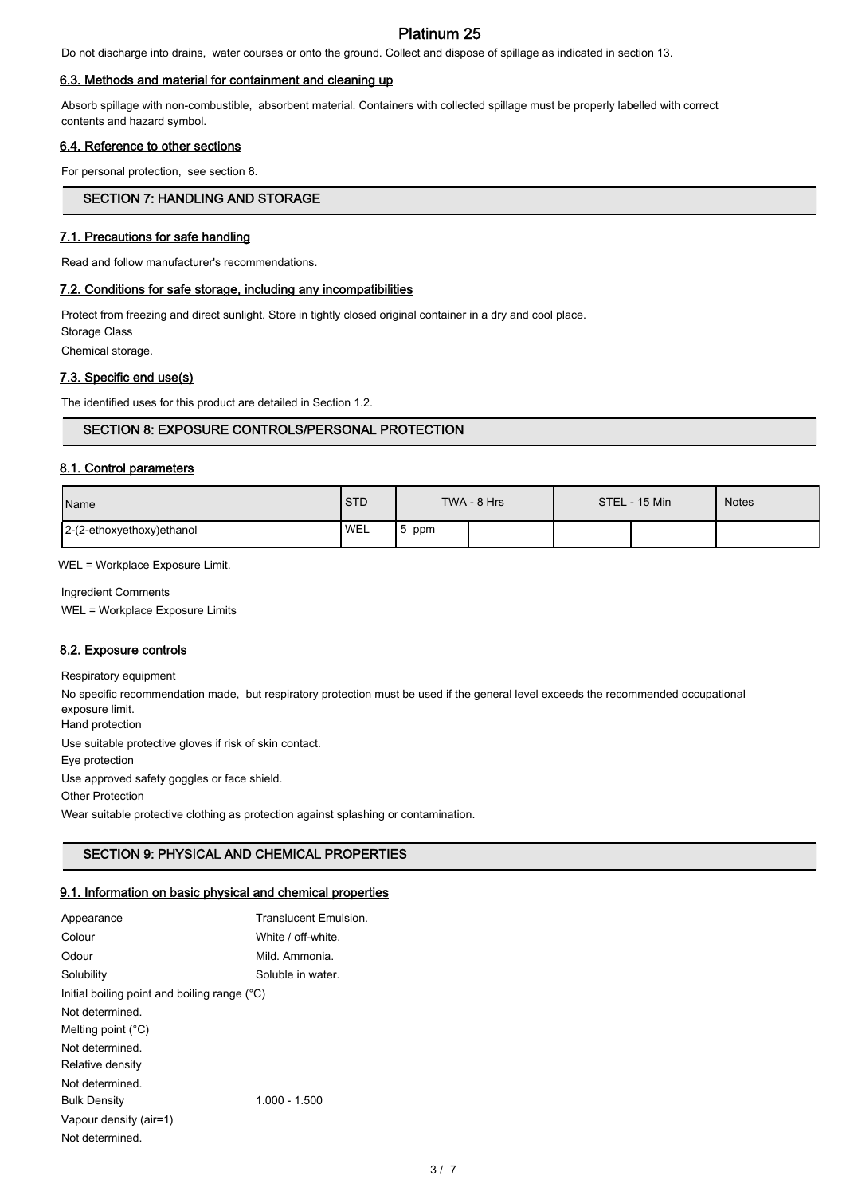Do not discharge into drains, water courses or onto the ground. Collect and dispose of spillage as indicated in section 13.

### 6.3. Methods and material for containment and cleaning up

Absorb spillage with non-combustible, absorbent material. Containers with collected spillage must be properly labelled with correct contents and hazard symbol.

### 6.4. Reference to other sections

For personal protection, see section 8.

## SECTION 7: HANDLING AND STORAGE

### 7.1. Precautions for safe handling

Read and follow manufacturer's recommendations.

### 7.2. Conditions for safe storage, including any incompatibilities

Protect from freezing and direct sunlight. Store in tightly closed original container in a dry and cool place.

Storage Class

Chemical storage.

### 7.3. Specific end use(s)

The identified uses for this product are detailed in Section 1.2.

## SECTION 8: EXPOSURE CONTROLS/PERSONAL PROTECTION

### 8.1. Control parameters

| Name | STD | TWA - 8 Hrs | | STEL - 15 Min | | Notes |
|---|---|---|---|---|---|---|
| 2-(2-ethoxyethoxy)ethanol | WEL | 5 ppm | | | | |

WEL = Workplace Exposure Limit.

Ingredient Comments

WEL = Workplace Exposure Limits

### 8.2. Exposure controls

Respiratory equipment

No specific recommendation made, but respiratory protection must be used if the general level exceeds the recommended occupational exposure limit.

Hand protection

Use suitable protective gloves if risk of skin contact.

Eye protection

Use approved safety goggles or face shield.

Other Protection

Wear suitable protective clothing as protection against splashing or contamination.

## SECTION 9: PHYSICAL AND CHEMICAL PROPERTIES

### 9.1. Information on basic physical and chemical properties

Appearance: Translucent Emulsion.

Colour: White / off-white.

Odour: Mild. Ammonia.

Solubility: Soluble in water.

Initial boiling point and boiling range (°C)

Not determined.

Melting point (°C)

Not determined.

Relative density

Not determined.

Bulk Density: 1.000 - 1.500

Vapour density (air=1)

Not determined.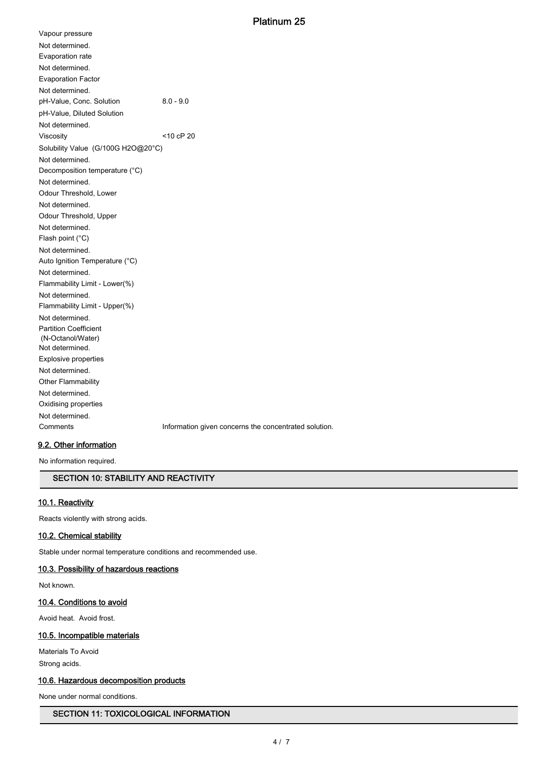Vapour pressure

Not determined.

Evaporation rate

Not determined.

Evaporation Factor

Not determined.

pH-Value, Conc. Solution 8.0 - 9.0

pH-Value, Diluted Solution

Not determined.

Viscosity <10 cP 20

Solubility Value (G/100G H2O@20°C)

Not determined.

Decomposition temperature (°C)

Not determined.

Odour Threshold, Lower

Not determined.

Odour Threshold, Upper

Not determined.

Flash point (°C)

Not determined.

Auto Ignition Temperature (°C)

Not determined.

Flammability Limit - Lower(%)

Not determined.

Flammability Limit - Upper(%)

Not determined.

Partition Coefficient (N-Octanol/Water)

Not determined.

Explosive properties

Not determined.

Other Flammability

Not determined.

Oxidising properties

Not determined.

Comments Information given concerns the concentrated solution.

### 9.2. Other information

No information required.

## SECTION 10: STABILITY AND REACTIVITY

### 10.1. Reactivity

Reacts violently with strong acids.

### 10.2. Chemical stability

Stable under normal temperature conditions and recommended use.

### 10.3. Possibility of hazardous reactions

Not known.

### 10.4. Conditions to avoid

Avoid heat. Avoid frost.

### 10.5. Incompatible materials

Materials To Avoid

Strong acids.

### 10.6. Hazardous decomposition products

None under normal conditions.

## SECTION 11: TOXICOLOGICAL INFORMATION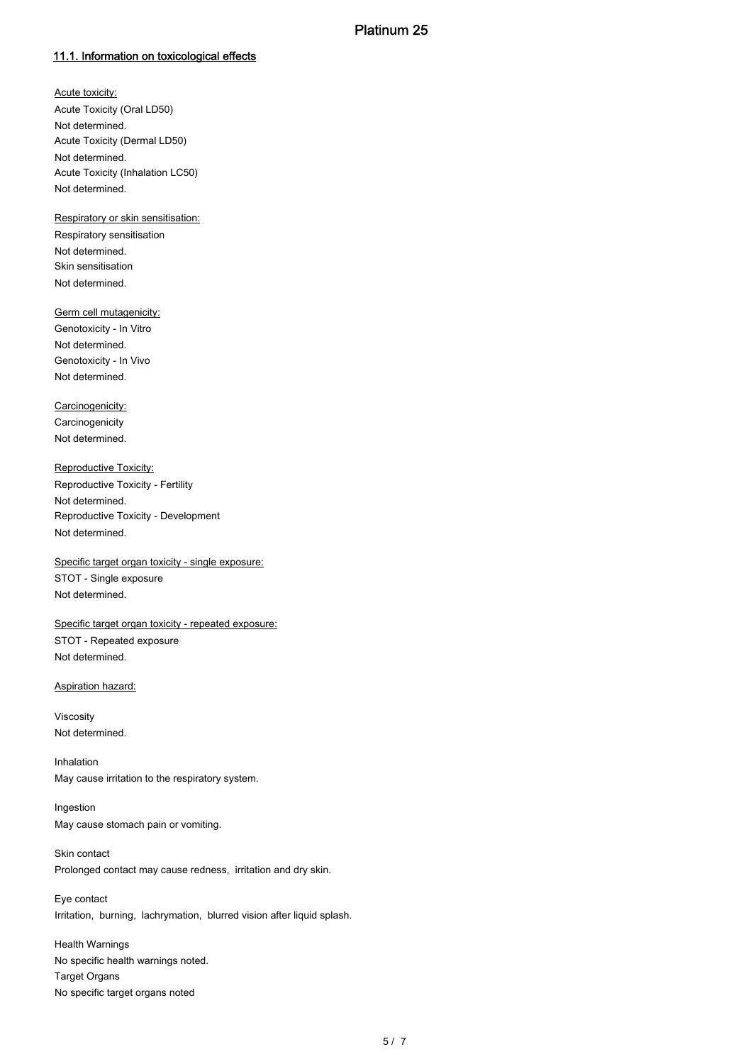### 11.1. Information on toxicological effects

Acute toxicity:

Acute Toxicity (Oral LD50)
Not determined.
Acute Toxicity (Dermal LD50)
Not determined.
Acute Toxicity (Inhalation LC50)
Not determined.

Respiratory or skin sensitisation:

Respiratory sensitisation
Not determined.
Skin sensitisation
Not determined.

Germ cell mutagenicity:

Genotoxicity - In Vitro
Not determined.
Genotoxicity - In Vivo
Not determined.

Carcinogenicity:

Carcinogenicity
Not determined.

Reproductive Toxicity:

Reproductive Toxicity - Fertility
Not determined.
Reproductive Toxicity - Development
Not determined.

Specific target organ toxicity - single exposure:

STOT - Single exposure
Not determined.

Specific target organ toxicity - repeated exposure:

STOT - Repeated exposure
Not determined.

Aspiration hazard:

Viscosity
Not determined.

Inhalation
May cause irritation to the respiratory system.

Ingestion
May cause stomach pain or vomiting.

Skin contact
Prolonged contact may cause redness, irritation and dry skin.

Eye contact
Irritation, burning, lachrymation, blurred vision after liquid splash.

Health Warnings
No specific health warnings noted.
Target Organs
No specific target organs noted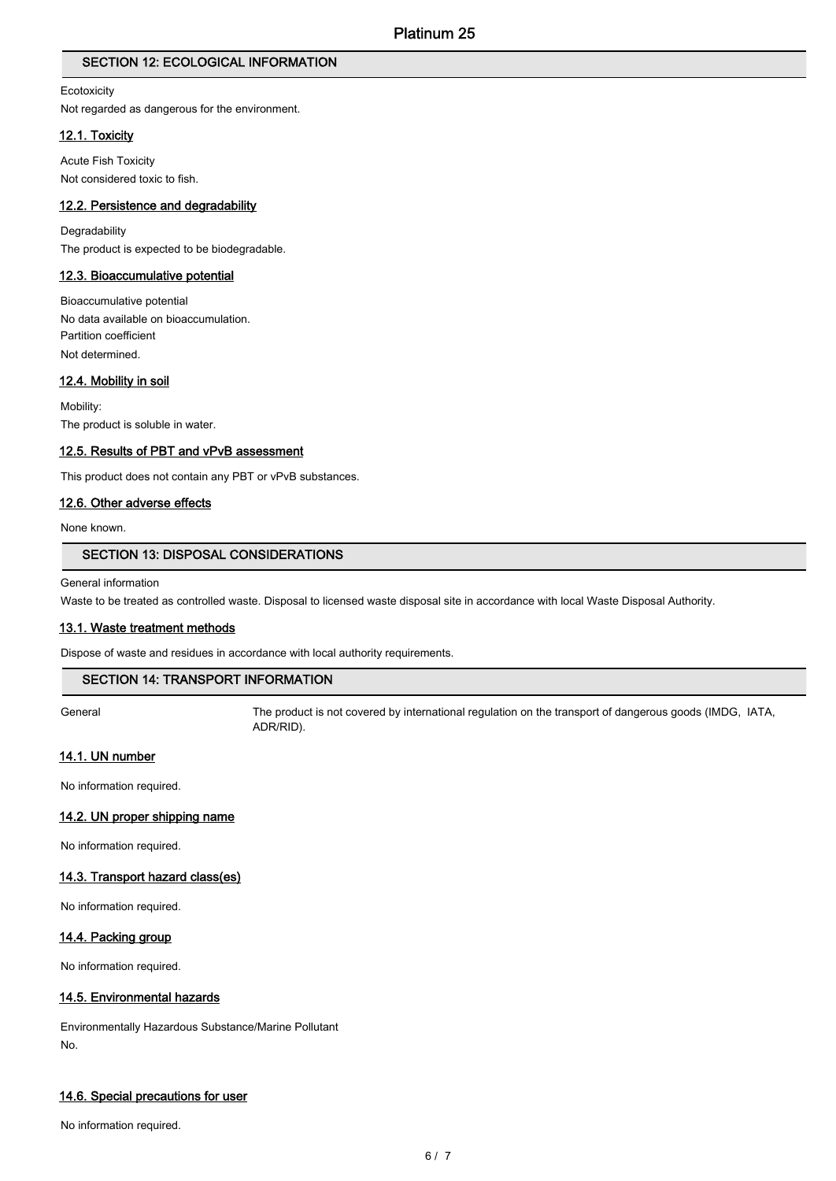## SECTION 12: ECOLOGICAL INFORMATION

Ecotoxicity

Not regarded as dangerous for the environment.

### 12.1. Toxicity

Acute Fish Toxicity

Not considered toxic to fish.

### 12.2. Persistence and degradability

Degradability

The product is expected to be biodegradable.

### 12.3. Bioaccumulative potential

Bioaccumulative potential

No data available on bioaccumulation.

Partition coefficient

Not determined.

### 12.4. Mobility in soil

Mobility:

The product is soluble in water.

### 12.5. Results of PBT and vPvB assessment

This product does not contain any PBT or vPvB substances.

### 12.6. Other adverse effects

None known.

## SECTION 13: DISPOSAL CONSIDERATIONS

General information

Waste to be treated as controlled waste. Disposal to licensed waste disposal site in accordance with local Waste Disposal Authority.

### 13.1. Waste treatment methods

Dispose of waste and residues in accordance with local authority requirements.

## SECTION 14: TRANSPORT INFORMATION

General — The product is not covered by international regulation on the transport of dangerous goods (IMDG, IATA, ADR/RID).

### 14.1. UN number

No information required.

### 14.2. UN proper shipping name

No information required.

### 14.3. Transport hazard class(es)

No information required.

### 14.4. Packing group

No information required.

### 14.5. Environmental hazards

Environmentally Hazardous Substance/Marine Pollutant

No.

### 14.6. Special precautions for user

No information required.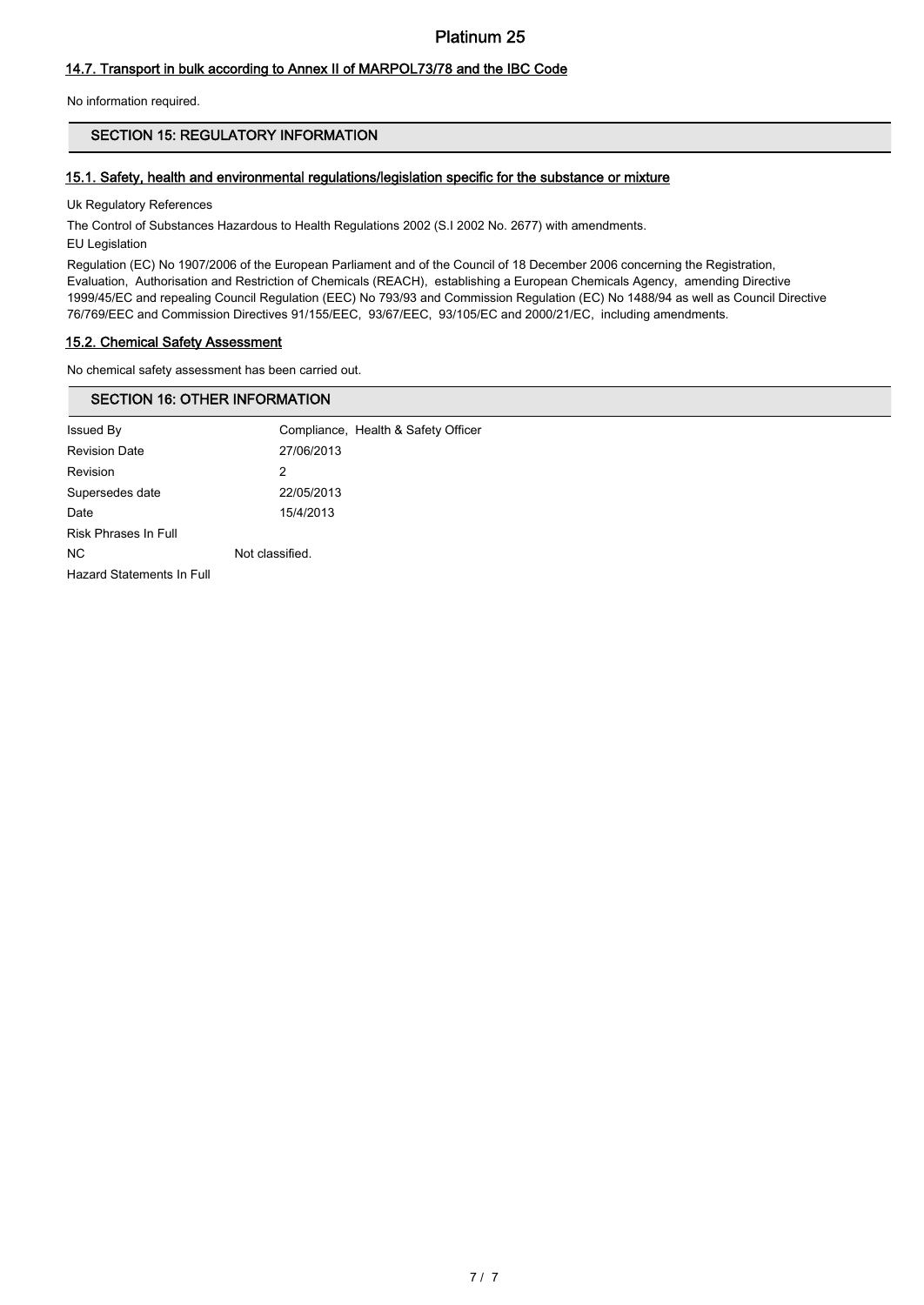### 14.7. Transport in bulk according to Annex II of MARPOL73/78 and the IBC Code

No information required.

## SECTION 15: REGULATORY INFORMATION

### 15.1. Safety, health and environmental regulations/legislation specific for the substance or mixture

Uk Regulatory References

The Control of Substances Hazardous to Health Regulations 2002 (S.I 2002 No. 2677) with amendments.

EU Legislation

Regulation (EC) No 1907/2006 of the European Parliament and of the Council of 18 December 2006 concerning the Registration, Evaluation, Authorisation and Restriction of Chemicals (REACH), establishing a European Chemicals Agency, amending Directive 1999/45/EC and repealing Council Regulation (EEC) No 793/93 and Commission Regulation (EC) No 1488/94 as well as Council Directive 76/769/EEC and Commission Directives 91/155/EEC, 93/67/EEC, 93/105/EC and 2000/21/EC, including amendments.

### 15.2. Chemical Safety Assessment

No chemical safety assessment has been carried out.

## SECTION 16: OTHER INFORMATION

| | |
|---|---|
| Issued By | Compliance, Health & Safety Officer |
| Revision Date | 27/06/2013 |
| Revision | 2 |
| Supersedes date | 22/05/2013 |
| Date | 15/4/2013 |

Risk Phrases In Full

NC Not classified.

Hazard Statements In Full